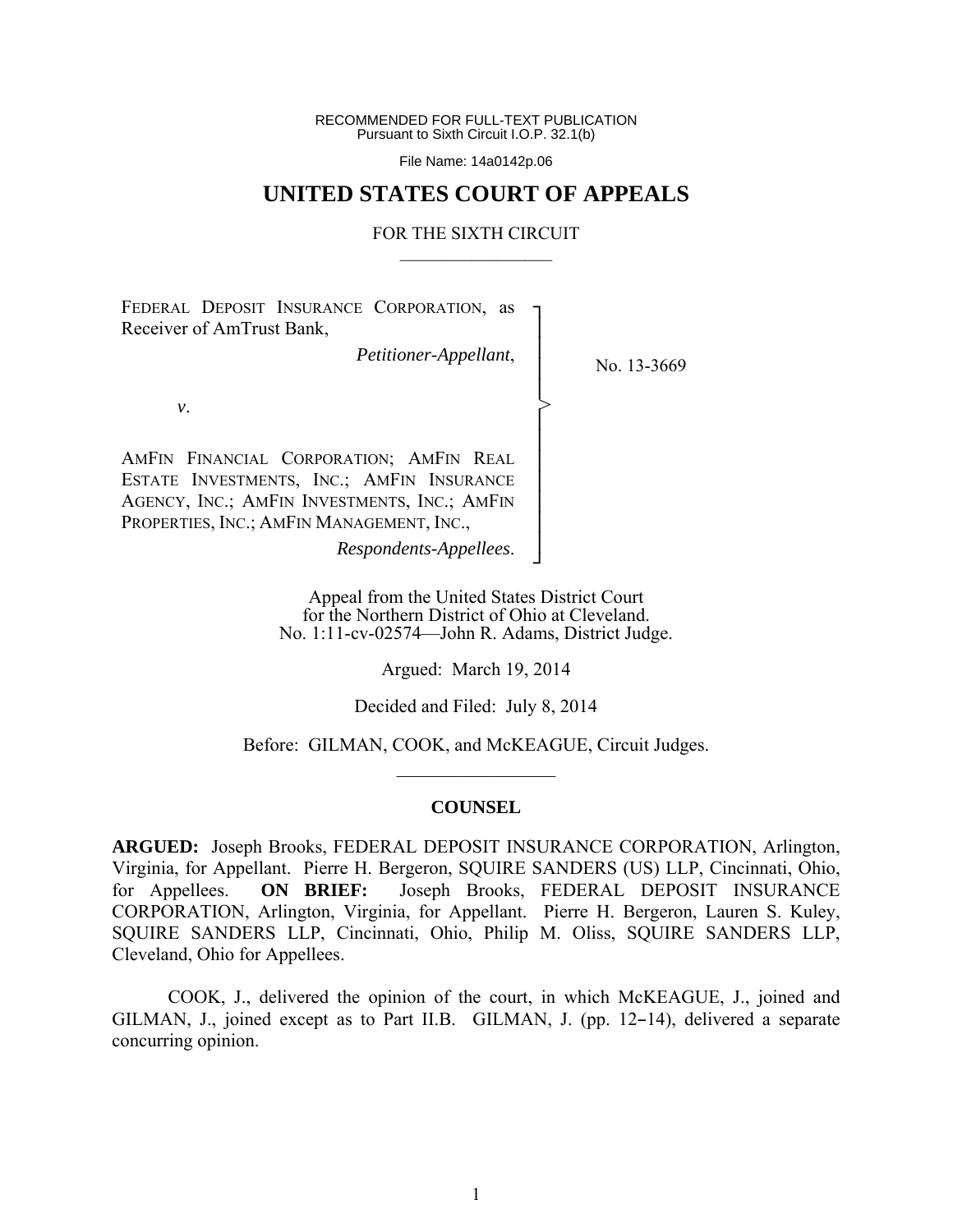RECOMMENDED FOR FULL-TEXT PUBLICATION
Pursuant to Sixth Circuit I.O.P. 32.1(b)

File Name: 14a0142p.06

# UNITED STATES COURT OF APPEALS

## FOR THE SIXTH CIRCUIT

FEDERAL DEPOSIT INSURANCE CORPORATION, as Receiver of AmTrust Bank,

*Petitioner-Appellant*,

*v*.

AMFIN FINANCIAL CORPORATION; AMFIN REAL ESTATE INVESTMENTS, INC.; AMFIN INSURANCE AGENCY, INC.; AMFIN INVESTMENTS, INC.; AMFIN PROPERTIES, INC.; AMFIN MANAGEMENT, INC.,

*Respondents-Appellees*.

No. 13-3669

Appeal from the United States District Court
for the Northern District of Ohio at Cleveland.
No. 1:11-cv-02574—John R. Adams, District Judge.

Argued: March 19, 2014

Decided and Filed: July 8, 2014

Before: GILMAN, COOK, and McKEAGUE, Circuit Judges.

## COUNSEL

**ARGUED:** Joseph Brooks, FEDERAL DEPOSIT INSURANCE CORPORATION, Arlington, Virginia, for Appellant. Pierre H. Bergeron, SQUIRE SANDERS (US) LLP, Cincinnati, Ohio, for Appellees. **ON BRIEF:** Joseph Brooks, FEDERAL DEPOSIT INSURANCE CORPORATION, Arlington, Virginia, for Appellant. Pierre H. Bergeron, Lauren S. Kuley, SQUIRE SANDERS LLP, Cincinnati, Ohio, Philip M. Oliss, SQUIRE SANDERS LLP, Cleveland, Ohio for Appellees.

COOK, J., delivered the opinion of the court, in which McKEAGUE, J., joined and GILMAN, J., joined except as to Part II.B. GILMAN, J. (pp. 12–14), delivered a separate concurring opinion.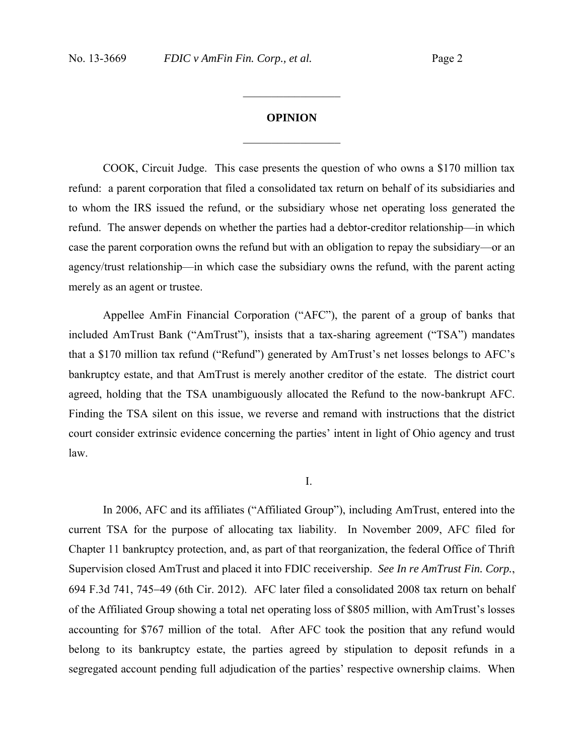## OPINION

COOK, Circuit Judge. This case presents the question of who owns a $170 million tax refund: a parent corporation that filed a consolidated tax return on behalf of its subsidiaries and to whom the IRS issued the refund, or the subsidiary whose net operating loss generated the refund. The answer depends on whether the parties had a debtor-creditor relationship—in which case the parent corporation owns the refund but with an obligation to repay the subsidiary—or an agency/trust relationship—in which case the subsidiary owns the refund, with the parent acting merely as an agent or trustee.

Appellee AmFin Financial Corporation ("AFC"), the parent of a group of banks that included AmTrust Bank ("AmTrust"), insists that a tax-sharing agreement ("TSA") mandates that a $170 million tax refund ("Refund") generated by AmTrust's net losses belongs to AFC's bankruptcy estate, and that AmTrust is merely another creditor of the estate. The district court agreed, holding that the TSA unambiguously allocated the Refund to the now-bankrupt AFC. Finding the TSA silent on this issue, we reverse and remand with instructions that the district court consider extrinsic evidence concerning the parties' intent in light of Ohio agency and trust law.

## I.

In 2006, AFC and its affiliates ("Affiliated Group"), including AmTrust, entered into the current TSA for the purpose of allocating tax liability. In November 2009, AFC filed for Chapter 11 bankruptcy protection, and, as part of that reorganization, the federal Office of Thrift Supervision closed AmTrust and placed it into FDIC receivership. *See In re AmTrust Fin. Corp.*, 694 F.3d 741, 745–49 (6th Cir. 2012). AFC later filed a consolidated 2008 tax return on behalf of the Affiliated Group showing a total net operating loss of $805 million, with AmTrust's losses accounting for $767 million of the total. After AFC took the position that any refund would belong to its bankruptcy estate, the parties agreed by stipulation to deposit refunds in a segregated account pending full adjudication of the parties' respective ownership claims. When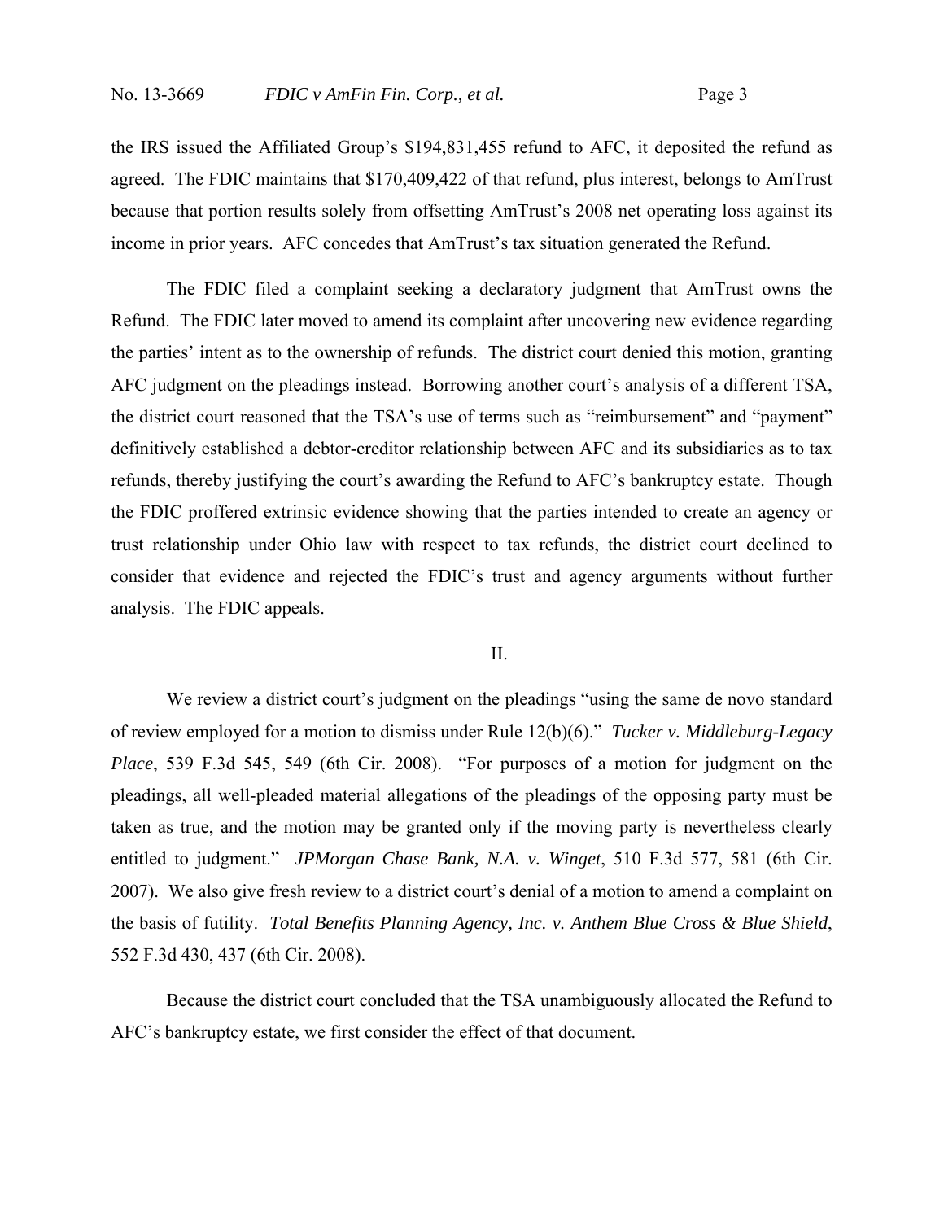the IRS issued the Affiliated Group's $194,831,455 refund to AFC, it deposited the refund as agreed. The FDIC maintains that $170,409,422 of that refund, plus interest, belongs to AmTrust because that portion results solely from offsetting AmTrust's 2008 net operating loss against its income in prior years. AFC concedes that AmTrust's tax situation generated the Refund.

The FDIC filed a complaint seeking a declaratory judgment that AmTrust owns the Refund. The FDIC later moved to amend its complaint after uncovering new evidence regarding the parties' intent as to the ownership of refunds. The district court denied this motion, granting AFC judgment on the pleadings instead. Borrowing another court's analysis of a different TSA, the district court reasoned that the TSA's use of terms such as "reimbursement" and "payment" definitively established a debtor-creditor relationship between AFC and its subsidiaries as to tax refunds, thereby justifying the court's awarding the Refund to AFC's bankruptcy estate. Though the FDIC proffered extrinsic evidence showing that the parties intended to create an agency or trust relationship under Ohio law with respect to tax refunds, the district court declined to consider that evidence and rejected the FDIC's trust and agency arguments without further analysis. The FDIC appeals.

## II.

We review a district court's judgment on the pleadings "using the same de novo standard of review employed for a motion to dismiss under Rule 12(b)(6)." *Tucker v. Middleburg-Legacy Place*, 539 F.3d 545, 549 (6th Cir. 2008). "For purposes of a motion for judgment on the pleadings, all well-pleaded material allegations of the pleadings of the opposing party must be taken as true, and the motion may be granted only if the moving party is nevertheless clearly entitled to judgment." *JPMorgan Chase Bank, N.A. v. Winget*, 510 F.3d 577, 581 (6th Cir. 2007). We also give fresh review to a district court's denial of a motion to amend a complaint on the basis of futility. *Total Benefits Planning Agency, Inc. v. Anthem Blue Cross & Blue Shield*, 552 F.3d 430, 437 (6th Cir. 2008).

Because the district court concluded that the TSA unambiguously allocated the Refund to AFC's bankruptcy estate, we first consider the effect of that document.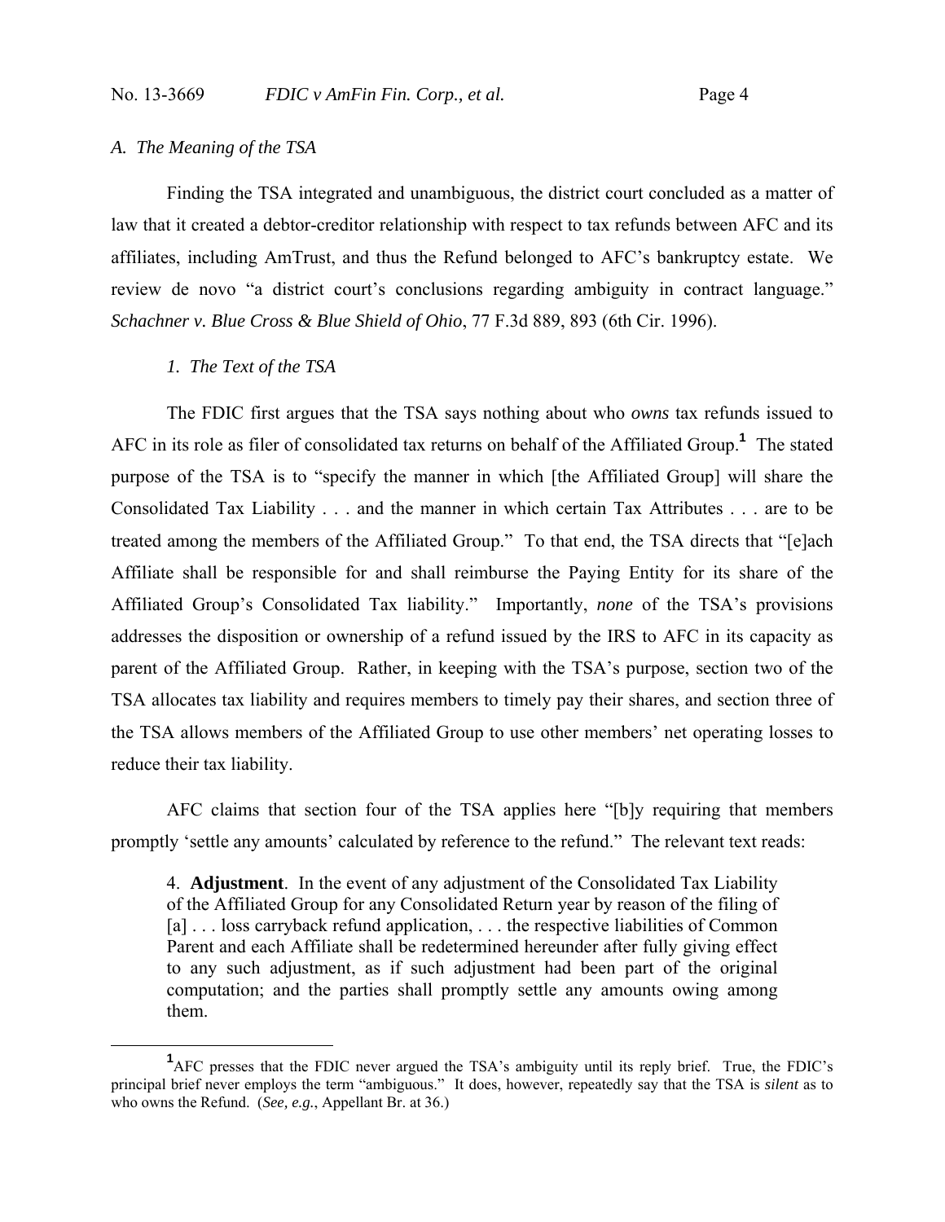### *A. The Meaning of the TSA*

Finding the TSA integrated and unambiguous, the district court concluded as a matter of law that it created a debtor-creditor relationship with respect to tax refunds between AFC and its affiliates, including AmTrust, and thus the Refund belonged to AFC's bankruptcy estate. We review de novo "a district court's conclusions regarding ambiguity in contract language." *Schachner v. Blue Cross & Blue Shield of Ohio*, 77 F.3d 889, 893 (6th Cir. 1996).

#### *1. The Text of the TSA*

The FDIC first argues that the TSA says nothing about who *owns* tax refunds issued to AFC in its role as filer of consolidated tax returns on behalf of the Affiliated Group.[1] The stated purpose of the TSA is to "specify the manner in which [the Affiliated Group] will share the Consolidated Tax Liability . . . and the manner in which certain Tax Attributes . . . are to be treated among the members of the Affiliated Group." To that end, the TSA directs that "[e]ach Affiliate shall be responsible for and shall reimburse the Paying Entity for its share of the Affiliated Group's Consolidated Tax liability." Importantly, *none* of the TSA's provisions addresses the disposition or ownership of a refund issued by the IRS to AFC in its capacity as parent of the Affiliated Group. Rather, in keeping with the TSA's purpose, section two of the TSA allocates tax liability and requires members to timely pay their shares, and section three of the TSA allows members of the Affiliated Group to use other members' net operating losses to reduce their tax liability.

AFC claims that section four of the TSA applies here "[b]y requiring that members promptly 'settle any amounts' calculated by reference to the refund." The relevant text reads:

> 4. **Adjustment**. In the event of any adjustment of the Consolidated Tax Liability of the Affiliated Group for any Consolidated Return year by reason of the filing of [a] . . . loss carryback refund application, . . . the respective liabilities of Common Parent and each Affiliate shall be redetermined hereunder after fully giving effect to any such adjustment, as if such adjustment had been part of the original computation; and the parties shall promptly settle any amounts owing among them.

---

[1] AFC presses that the FDIC never argued the TSA's ambiguity until its reply brief. True, the FDIC's principal brief never employs the term "ambiguous." It does, however, repeatedly say that the TSA is *silent* as to who owns the Refund. (*See, e.g.*, Appellant Br. at 36.)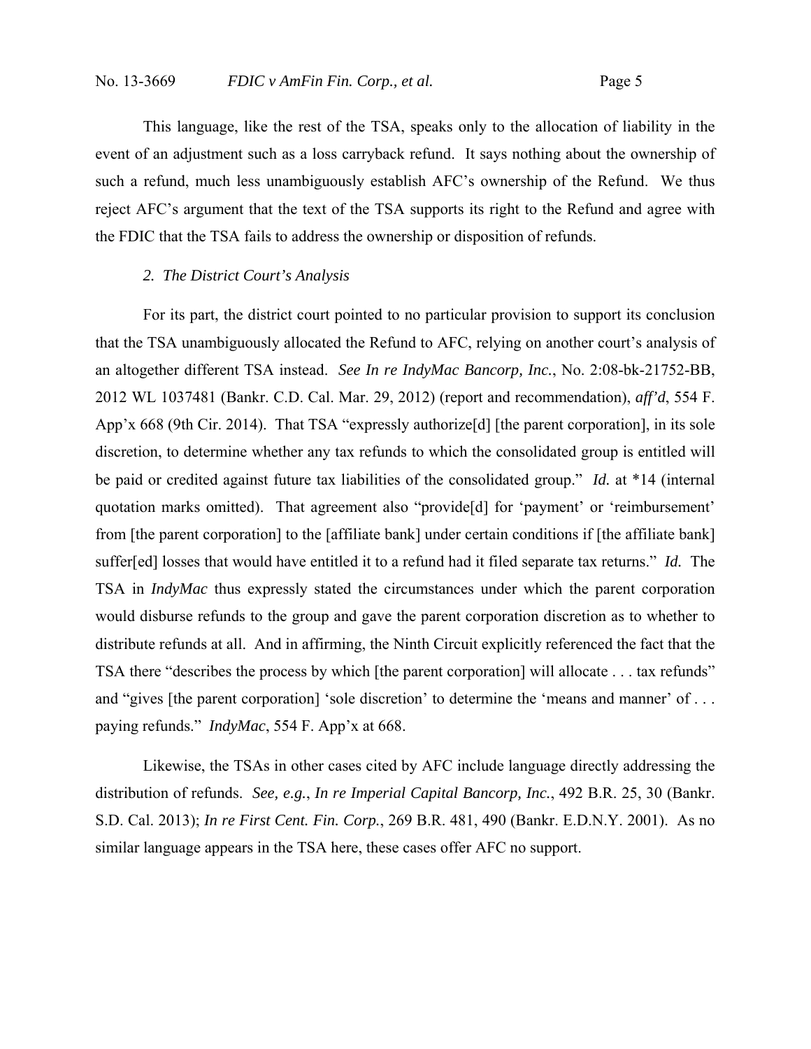This language, like the rest of the TSA, speaks only to the allocation of liability in the event of an adjustment such as a loss carryback refund. It says nothing about the ownership of such a refund, much less unambiguously establish AFC's ownership of the Refund. We thus reject AFC's argument that the text of the TSA supports its right to the Refund and agree with the FDIC that the TSA fails to address the ownership or disposition of refunds.

*2. The District Court's Analysis*

For its part, the district court pointed to no particular provision to support its conclusion that the TSA unambiguously allocated the Refund to AFC, relying on another court's analysis of an altogether different TSA instead. *See In re IndyMac Bancorp, Inc.*, No. 2:08-bk-21752-BB, 2012 WL 1037481 (Bankr. C.D. Cal. Mar. 29, 2012) (report and recommendation), *aff'd*, 554 F. App'x 668 (9th Cir. 2014). That TSA "expressly authorize[d] [the parent corporation], in its sole discretion, to determine whether any tax refunds to which the consolidated group is entitled will be paid or credited against future tax liabilities of the consolidated group." *Id.* at *14 (internal quotation marks omitted). That agreement also "provide[d] for 'payment' or 'reimbursement' from [the parent corporation] to the [affiliate bank] under certain conditions if [the affiliate bank] suffer[ed] losses that would have entitled it to a refund had it filed separate tax returns." *Id.* The TSA in *IndyMac* thus expressly stated the circumstances under which the parent corporation would disburse refunds to the group and gave the parent corporation discretion as to whether to distribute refunds at all. And in affirming, the Ninth Circuit explicitly referenced the fact that the TSA there "describes the process by which [the parent corporation] will allocate . . . tax refunds" and "gives [the parent corporation] 'sole discretion' to determine the 'means and manner' of . . . paying refunds." *IndyMac*, 554 F. App'x at 668.

Likewise, the TSAs in other cases cited by AFC include language directly addressing the distribution of refunds. *See, e.g.*, *In re Imperial Capital Bancorp, Inc.*, 492 B.R. 25, 30 (Bankr. S.D. Cal. 2013); *In re First Cent. Fin. Corp.*, 269 B.R. 481, 490 (Bankr. E.D.N.Y. 2001). As no similar language appears in the TSA here, these cases offer AFC no support.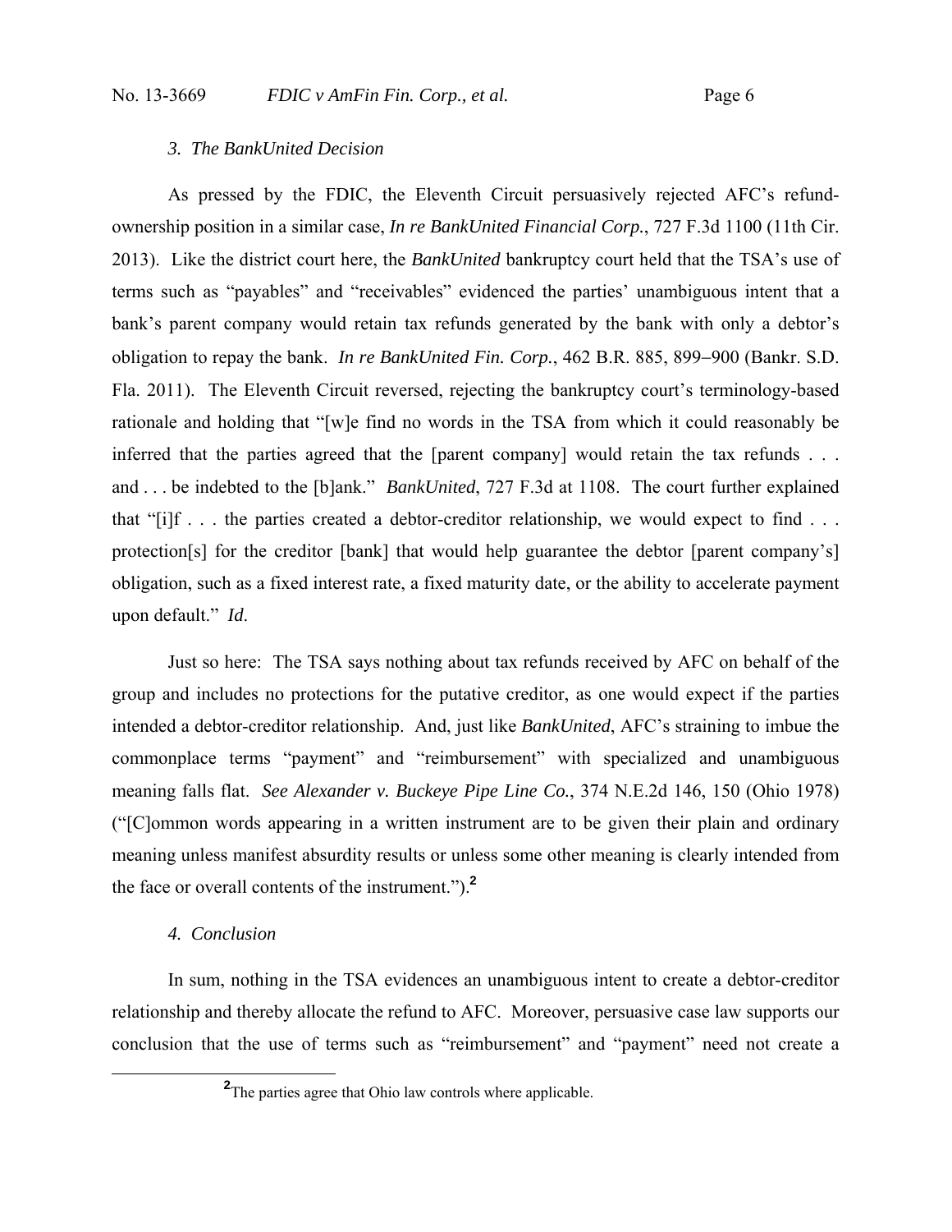### *3. The BankUnited Decision*

As pressed by the FDIC, the Eleventh Circuit persuasively rejected AFC's refund-ownership position in a similar case, *In re BankUnited Financial Corp.*, 727 F.3d 1100 (11th Cir. 2013). Like the district court here, the *BankUnited* bankruptcy court held that the TSA's use of terms such as "payables" and "receivables" evidenced the parties' unambiguous intent that a bank's parent company would retain tax refunds generated by the bank with only a debtor's obligation to repay the bank. *In re BankUnited Fin. Corp.*, 462 B.R. 885, 899−900 (Bankr. S.D. Fla. 2011). The Eleventh Circuit reversed, rejecting the bankruptcy court's terminology-based rationale and holding that "[w]e find no words in the TSA from which it could reasonably be inferred that the parties agreed that the [parent company] would retain the tax refunds . . . and . . . be indebted to the [b]ank." *BankUnited*, 727 F.3d at 1108. The court further explained that "[i]f . . . the parties created a debtor-creditor relationship, we would expect to find . . . protection[s] for the creditor [bank] that would help guarantee the debtor [parent company's] obligation, such as a fixed interest rate, a fixed maturity date, or the ability to accelerate payment upon default." *Id.*

Just so here: The TSA says nothing about tax refunds received by AFC on behalf of the group and includes no protections for the putative creditor, as one would expect if the parties intended a debtor-creditor relationship. And, just like *BankUnited*, AFC's straining to imbue the commonplace terms "payment" and "reimbursement" with specialized and unambiguous meaning falls flat. *See Alexander v. Buckeye Pipe Line Co.*, 374 N.E.2d 146, 150 (Ohio 1978) ("[C]ommon words appearing in a written instrument are to be given their plain and ordinary meaning unless manifest absurdity results or unless some other meaning is clearly intended from the face or overall contents of the instrument.").[2]

### *4. Conclusion*

In sum, nothing in the TSA evidences an unambiguous intent to create a debtor-creditor relationship and thereby allocate the refund to AFC. Moreover, persuasive case law supports our conclusion that the use of terms such as "reimbursement" and "payment" need not create a

[2] The parties agree that Ohio law controls where applicable.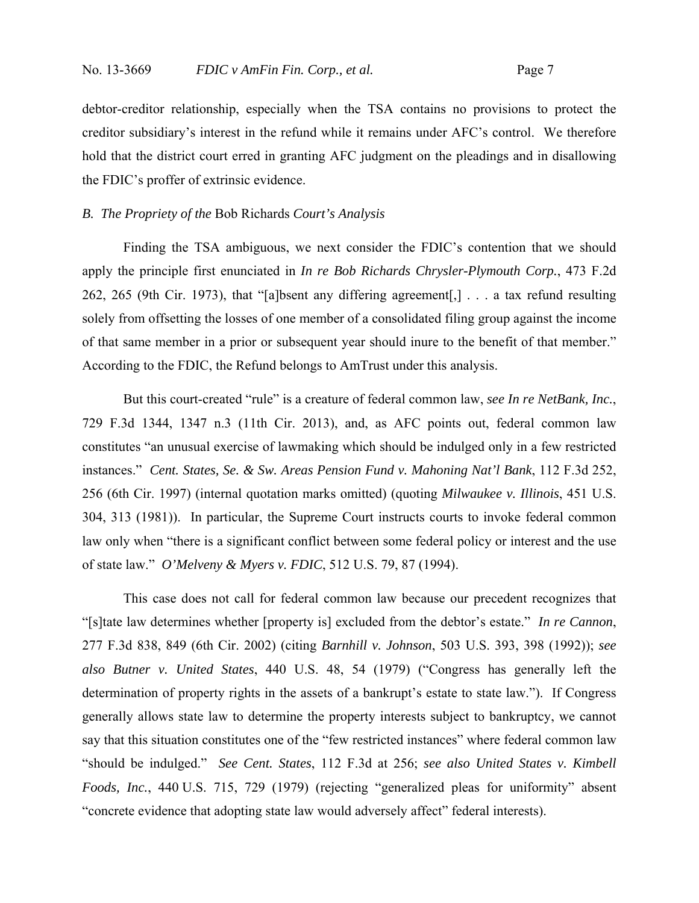debtor-creditor relationship, especially when the TSA contains no provisions to protect the creditor subsidiary's interest in the refund while it remains under AFC's control. We therefore hold that the district court erred in granting AFC judgment on the pleadings and in disallowing the FDIC's proffer of extrinsic evidence.

### *B. The Propriety of the* Bob Richards *Court's Analysis*

Finding the TSA ambiguous, we next consider the FDIC's contention that we should apply the principle first enunciated in *In re Bob Richards Chrysler-Plymouth Corp.*, 473 F.2d 262, 265 (9th Cir. 1973), that "[a]bsent any differing agreement[,] . . . a tax refund resulting solely from offsetting the losses of one member of a consolidated filing group against the income of that same member in a prior or subsequent year should inure to the benefit of that member." According to the FDIC, the Refund belongs to AmTrust under this analysis.

But this court-created "rule" is a creature of federal common law, *see In re NetBank, Inc.*, 729 F.3d 1344, 1347 n.3 (11th Cir. 2013), and, as AFC points out, federal common law constitutes "an unusual exercise of lawmaking which should be indulged only in a few restricted instances." *Cent. States, Se. & Sw. Areas Pension Fund v. Mahoning Nat'l Bank*, 112 F.3d 252, 256 (6th Cir. 1997) (internal quotation marks omitted) (quoting *Milwaukee v. Illinois*, 451 U.S. 304, 313 (1981)). In particular, the Supreme Court instructs courts to invoke federal common law only when "there is a significant conflict between some federal policy or interest and the use of state law." *O'Melveny & Myers v. FDIC*, 512 U.S. 79, 87 (1994).

This case does not call for federal common law because our precedent recognizes that "[s]tate law determines whether [property is] excluded from the debtor's estate." *In re Cannon*, 277 F.3d 838, 849 (6th Cir. 2002) (citing *Barnhill v. Johnson*, 503 U.S. 393, 398 (1992)); *see also Butner v. United States*, 440 U.S. 48, 54 (1979) ("Congress has generally left the determination of property rights in the assets of a bankrupt's estate to state law."). If Congress generally allows state law to determine the property interests subject to bankruptcy, we cannot say that this situation constitutes one of the "few restricted instances" where federal common law "should be indulged." *See Cent. States*, 112 F.3d at 256; *see also United States v. Kimbell Foods, Inc.*, 440 U.S. 715, 729 (1979) (rejecting "generalized pleas for uniformity" absent "concrete evidence that adopting state law would adversely affect" federal interests).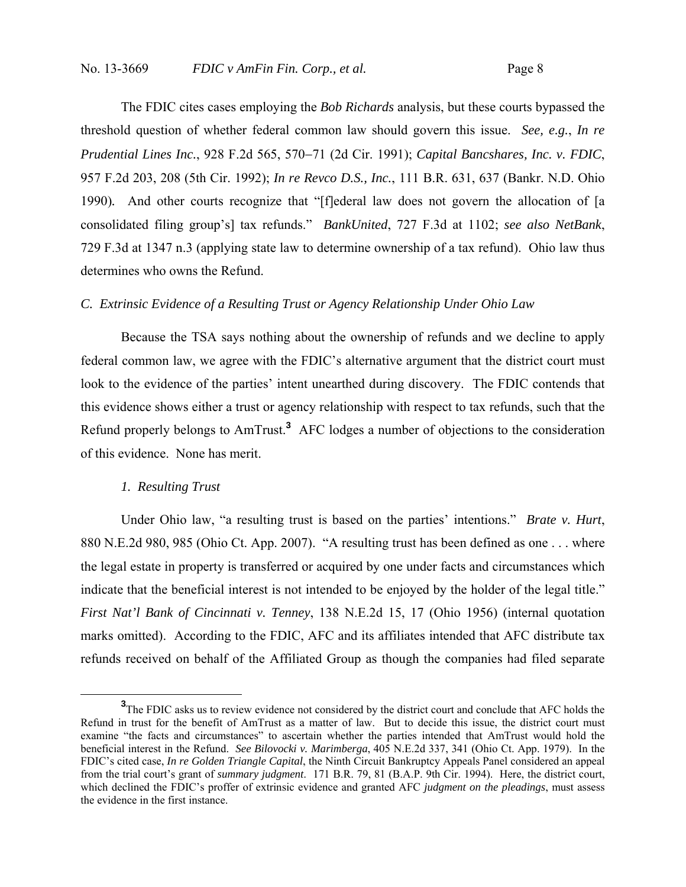The FDIC cites cases employing the *Bob Richards* analysis, but these courts bypassed the threshold question of whether federal common law should govern this issue. *See, e.g.*, *In re Prudential Lines Inc.*, 928 F.2d 565, 570–71 (2d Cir. 1991); *Capital Bancshares, Inc. v. FDIC*, 957 F.2d 203, 208 (5th Cir. 1992); *In re Revco D.S., Inc.*, 111 B.R. 631, 637 (Bankr. N.D. Ohio 1990). And other courts recognize that "[f]ederal law does not govern the allocation of [a consolidated filing group's] tax refunds." *BankUnited*, 727 F.3d at 1102; *see also NetBank*, 729 F.3d at 1347 n.3 (applying state law to determine ownership of a tax refund). Ohio law thus determines who owns the Refund.

### *C. Extrinsic Evidence of a Resulting Trust or Agency Relationship Under Ohio Law*

Because the TSA says nothing about the ownership of refunds and we decline to apply federal common law, we agree with the FDIC's alternative argument that the district court must look to the evidence of the parties' intent unearthed during discovery. The FDIC contends that this evidence shows either a trust or agency relationship with respect to tax refunds, such that the Refund properly belongs to AmTrust.[3] AFC lodges a number of objections to the consideration of this evidence. None has merit.

#### *1. Resulting Trust*

Under Ohio law, "a resulting trust is based on the parties' intentions." *Brate v. Hurt*, 880 N.E.2d 980, 985 (Ohio Ct. App. 2007). "A resulting trust has been defined as one . . . where the legal estate in property is transferred or acquired by one under facts and circumstances which indicate that the beneficial interest is not intended to be enjoyed by the holder of the legal title." *First Nat'l Bank of Cincinnati v. Tenney*, 138 N.E.2d 15, 17 (Ohio 1956) (internal quotation marks omitted). According to the FDIC, AFC and its affiliates intended that AFC distribute tax refunds received on behalf of the Affiliated Group as though the companies had filed separate

---

[3]The FDIC asks us to review evidence not considered by the district court and conclude that AFC holds the Refund in trust for the benefit of AmTrust as a matter of law. But to decide this issue, the district court must examine "the facts and circumstances" to ascertain whether the parties intended that AmTrust would hold the beneficial interest in the Refund. *See Bilovocki v. Marimberga*, 405 N.E.2d 337, 341 (Ohio Ct. App. 1979). In the FDIC's cited case, *In re Golden Triangle Capital*, the Ninth Circuit Bankruptcy Appeals Panel considered an appeal from the trial court's grant of *summary judgment*. 171 B.R. 79, 81 (B.A.P. 9th Cir. 1994). Here, the district court, which declined the FDIC's proffer of extrinsic evidence and granted AFC *judgment on the pleadings*, must assess the evidence in the first instance.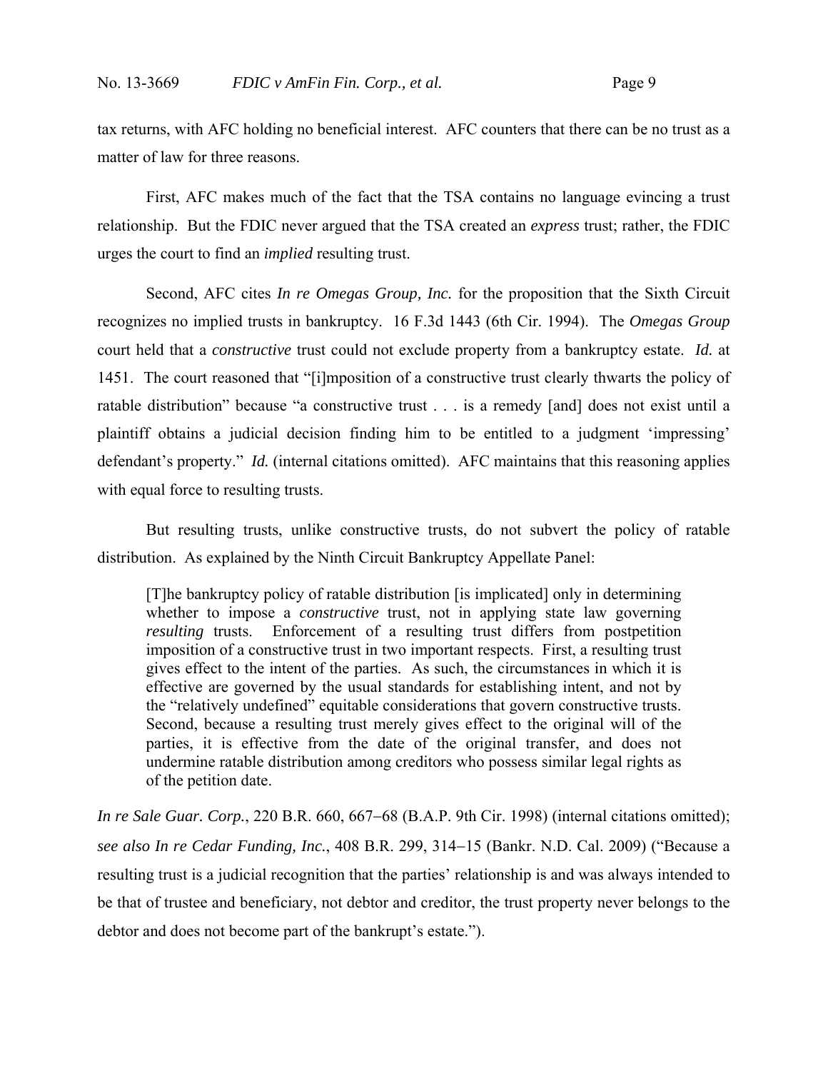tax returns, with AFC holding no beneficial interest. AFC counters that there can be no trust as a matter of law for three reasons.

First, AFC makes much of the fact that the TSA contains no language evincing a trust relationship. But the FDIC never argued that the TSA created an *express* trust; rather, the FDIC urges the court to find an *implied* resulting trust.

Second, AFC cites *In re Omegas Group, Inc.* for the proposition that the Sixth Circuit recognizes no implied trusts in bankruptcy. 16 F.3d 1443 (6th Cir. 1994). The *Omegas Group* court held that a *constructive* trust could not exclude property from a bankruptcy estate. *Id.* at 1451. The court reasoned that "[i]mposition of a constructive trust clearly thwarts the policy of ratable distribution" because "a constructive trust . . . is a remedy [and] does not exist until a plaintiff obtains a judicial decision finding him to be entitled to a judgment 'impressing' defendant's property." *Id.* (internal citations omitted). AFC maintains that this reasoning applies with equal force to resulting trusts.

But resulting trusts, unlike constructive trusts, do not subvert the policy of ratable distribution. As explained by the Ninth Circuit Bankruptcy Appellate Panel:

> [T]he bankruptcy policy of ratable distribution [is implicated] only in determining whether to impose a *constructive* trust, not in applying state law governing *resulting* trusts. Enforcement of a resulting trust differs from postpetition imposition of a constructive trust in two important respects. First, a resulting trust gives effect to the intent of the parties. As such, the circumstances in which it is effective are governed by the usual standards for establishing intent, and not by the "relatively undefined" equitable considerations that govern constructive trusts. Second, because a resulting trust merely gives effect to the original will of the parties, it is effective from the date of the original transfer, and does not undermine ratable distribution among creditors who possess similar legal rights as of the petition date.

*In re Sale Guar. Corp.*, 220 B.R. 660, 667–68 (B.A.P. 9th Cir. 1998) (internal citations omitted); *see also In re Cedar Funding, Inc.*, 408 B.R. 299, 314–15 (Bankr. N.D. Cal. 2009) ("Because a resulting trust is a judicial recognition that the parties' relationship is and was always intended to be that of trustee and beneficiary, not debtor and creditor, the trust property never belongs to the debtor and does not become part of the bankrupt's estate.").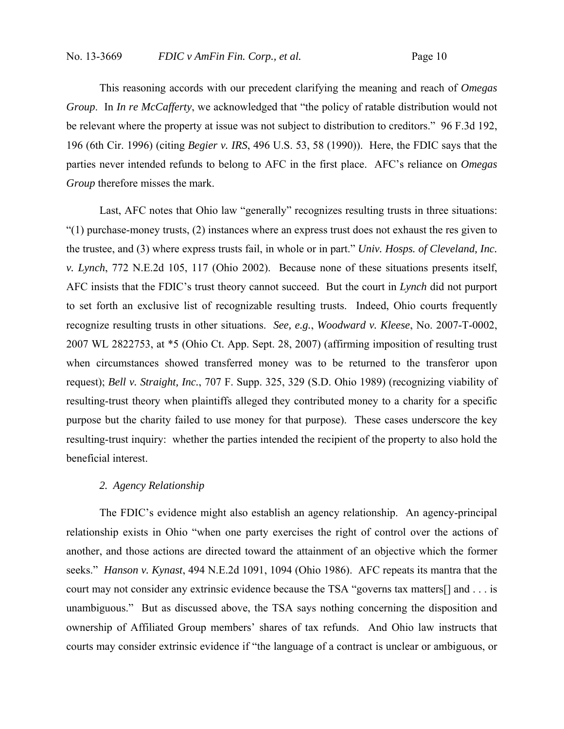This reasoning accords with our precedent clarifying the meaning and reach of *Omegas Group*. In *In re McCafferty*, we acknowledged that "the policy of ratable distribution would not be relevant where the property at issue was not subject to distribution to creditors." 96 F.3d 192, 196 (6th Cir. 1996) (citing *Begier v. IRS*, 496 U.S. 53, 58 (1990)). Here, the FDIC says that the parties never intended refunds to belong to AFC in the first place. AFC's reliance on *Omegas Group* therefore misses the mark.

Last, AFC notes that Ohio law "generally" recognizes resulting trusts in three situations: "(1) purchase-money trusts, (2) instances where an express trust does not exhaust the res given to the trustee, and (3) where express trusts fail, in whole or in part." *Univ. Hosps. of Cleveland, Inc. v. Lynch*, 772 N.E.2d 105, 117 (Ohio 2002). Because none of these situations presents itself, AFC insists that the FDIC's trust theory cannot succeed. But the court in *Lynch* did not purport to set forth an exclusive list of recognizable resulting trusts. Indeed, Ohio courts frequently recognize resulting trusts in other situations. *See, e.g.*, *Woodward v. Kleese*, No. 2007-T-0002, 2007 WL 2822753, at *5 (Ohio Ct. App. Sept. 28, 2007) (affirming imposition of resulting trust when circumstances showed transferred money was to be returned to the transferor upon request); *Bell v. Straight, Inc.*, 707 F. Supp. 325, 329 (S.D. Ohio 1989) (recognizing viability of resulting-trust theory when plaintiffs alleged they contributed money to a charity for a specific purpose but the charity failed to use money for that purpose). These cases underscore the key resulting-trust inquiry: whether the parties intended the recipient of the property to also hold the beneficial interest.

*2. Agency Relationship*

The FDIC's evidence might also establish an agency relationship. An agency-principal relationship exists in Ohio "when one party exercises the right of control over the actions of another, and those actions are directed toward the attainment of an objective which the former seeks." *Hanson v. Kynast*, 494 N.E.2d 1091, 1094 (Ohio 1986). AFC repeats its mantra that the court may not consider any extrinsic evidence because the TSA "governs tax matters[] and . . . is unambiguous." But as discussed above, the TSA says nothing concerning the disposition and ownership of Affiliated Group members' shares of tax refunds. And Ohio law instructs that courts may consider extrinsic evidence if "the language of a contract is unclear or ambiguous, or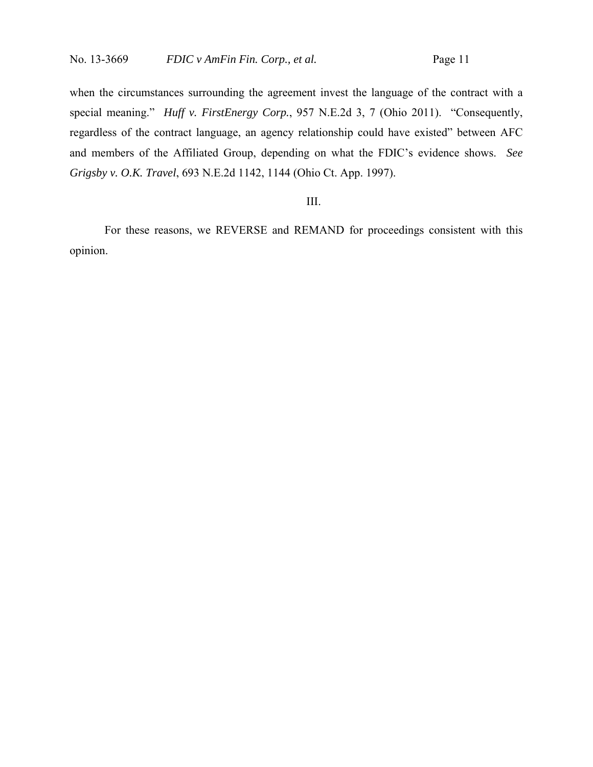when the circumstances surrounding the agreement invest the language of the contract with a special meaning." *Huff v. FirstEnergy Corp.*, 957 N.E.2d 3, 7 (Ohio 2011). "Consequently, regardless of the contract language, an agency relationship could have existed" between AFC and members of the Affiliated Group, depending on what the FDIC's evidence shows. *See Grigsby v. O.K. Travel*, 693 N.E.2d 1142, 1144 (Ohio Ct. App. 1997).

## III.

For these reasons, we REVERSE and REMAND for proceedings consistent with this opinion.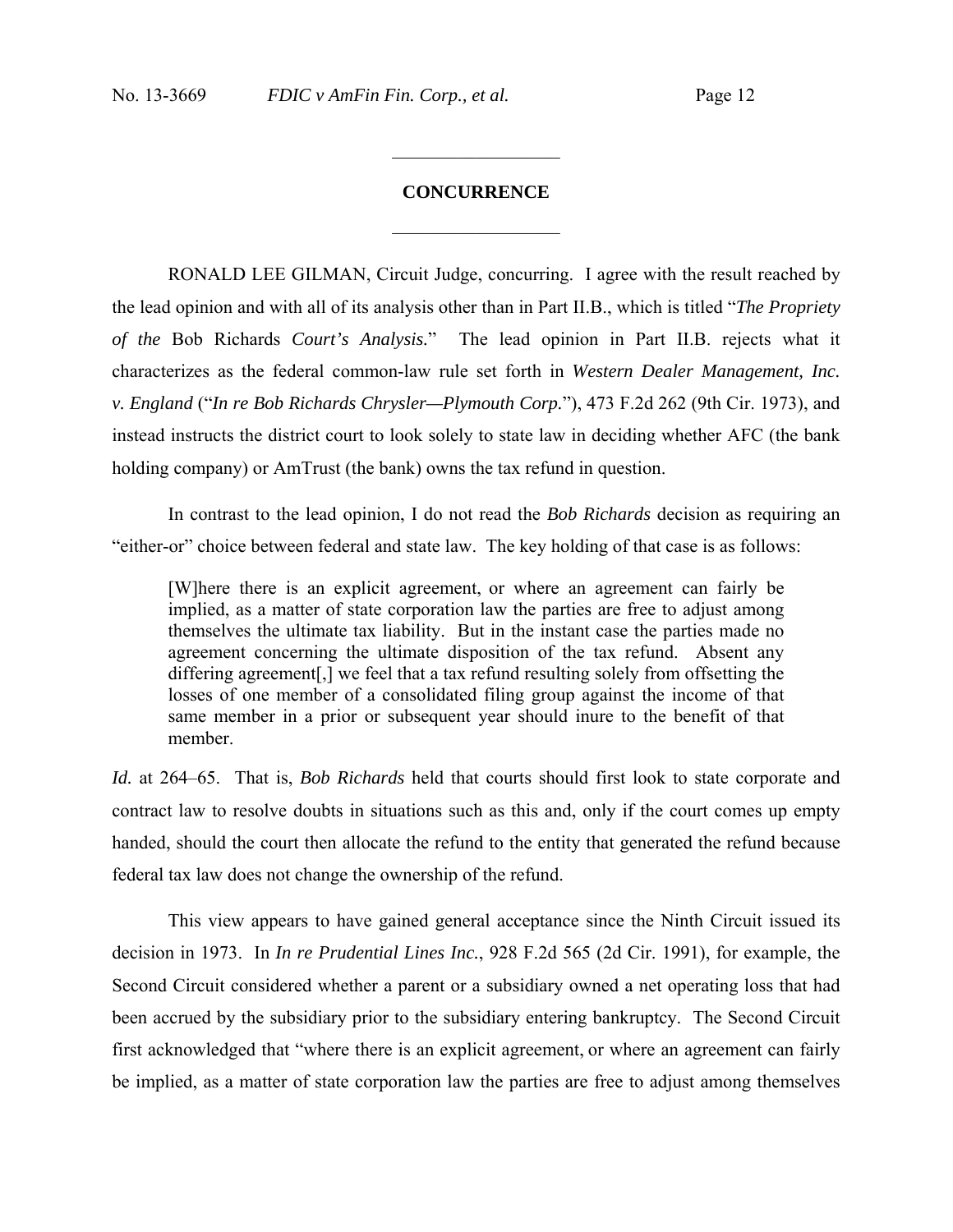## CONCURRENCE

RONALD LEE GILMAN, Circuit Judge, concurring. I agree with the result reached by the lead opinion and with all of its analysis other than in Part II.B., which is titled "*The Propriety of the* Bob Richards *Court's Analysis.*" The lead opinion in Part II.B. rejects what it characterizes as the federal common-law rule set forth in *Western Dealer Management, Inc. v. England* ("*In re Bob Richards Chrysler—Plymouth Corp.*"), 473 F.2d 262 (9th Cir. 1973), and instead instructs the district court to look solely to state law in deciding whether AFC (the bank holding company) or AmTrust (the bank) owns the tax refund in question.

In contrast to the lead opinion, I do not read the *Bob Richards* decision as requiring an "either-or" choice between federal and state law. The key holding of that case is as follows:

> [W]here there is an explicit agreement, or where an agreement can fairly be implied, as a matter of state corporation law the parties are free to adjust among themselves the ultimate tax liability. But in the instant case the parties made no agreement concerning the ultimate disposition of the tax refund. Absent any differing agreement[,] we feel that a tax refund resulting solely from offsetting the losses of one member of a consolidated filing group against the income of that same member in a prior or subsequent year should inure to the benefit of that member.

*Id.* at 264–65. That is, *Bob Richards* held that courts should first look to state corporate and contract law to resolve doubts in situations such as this and, only if the court comes up empty handed, should the court then allocate the refund to the entity that generated the refund because federal tax law does not change the ownership of the refund.

This view appears to have gained general acceptance since the Ninth Circuit issued its decision in 1973. In *In re Prudential Lines Inc.*, 928 F.2d 565 (2d Cir. 1991), for example, the Second Circuit considered whether a parent or a subsidiary owned a net operating loss that had been accrued by the subsidiary prior to the subsidiary entering bankruptcy. The Second Circuit first acknowledged that "where there is an explicit agreement, or where an agreement can fairly be implied, as a matter of state corporation law the parties are free to adjust among themselves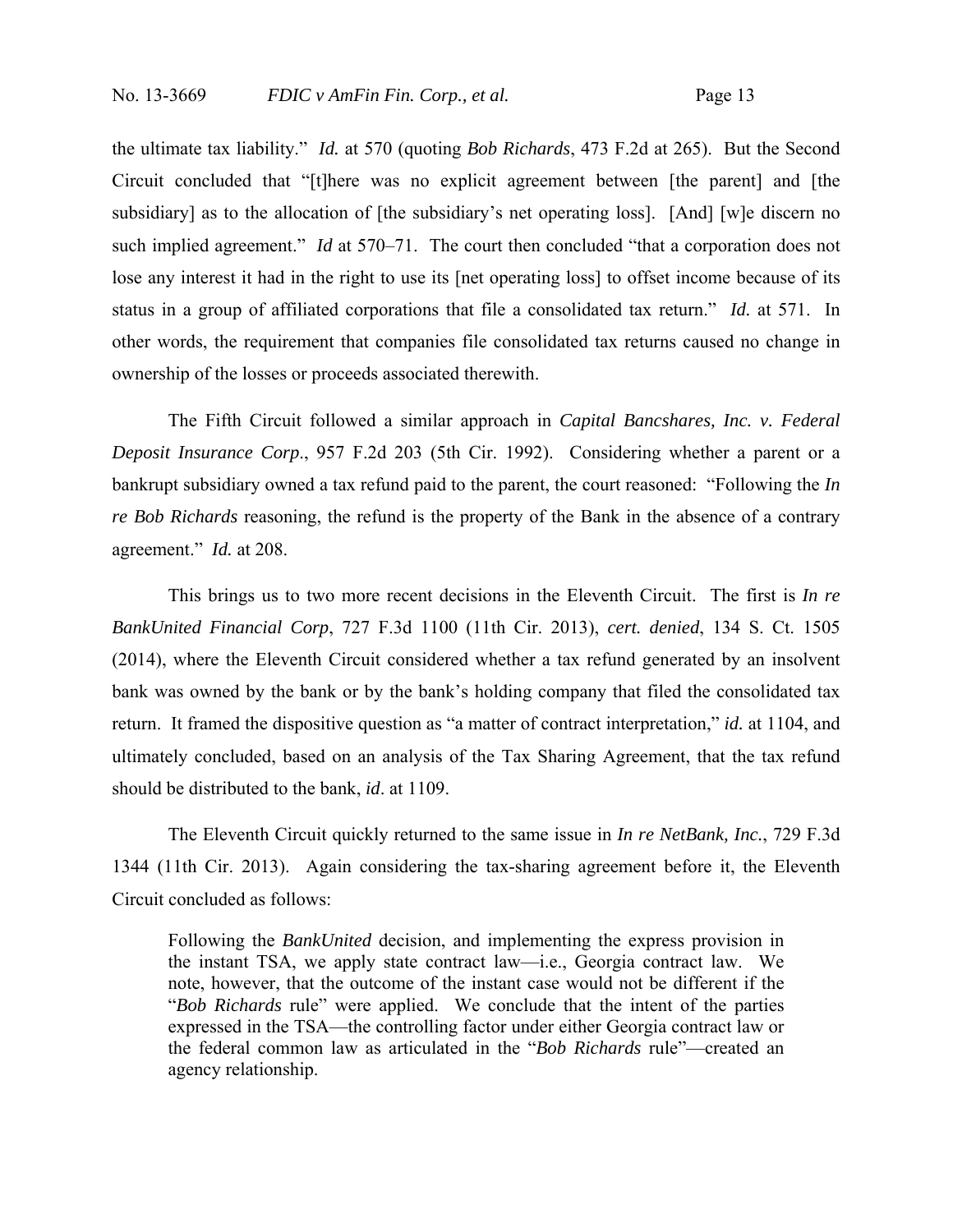the ultimate tax liability." *Id.* at 570 (quoting *Bob Richards*, 473 F.2d at 265). But the Second Circuit concluded that "[t]here was no explicit agreement between [the parent] and [the subsidiary] as to the allocation of [the subsidiary's net operating loss]. [And] [w]e discern no such implied agreement." *Id* at 570–71. The court then concluded "that a corporation does not lose any interest it had in the right to use its [net operating loss] to offset income because of its status in a group of affiliated corporations that file a consolidated tax return." *Id.* at 571. In other words, the requirement that companies file consolidated tax returns caused no change in ownership of the losses or proceeds associated therewith.

The Fifth Circuit followed a similar approach in *Capital Bancshares, Inc. v. Federal Deposit Insurance Corp*., 957 F.2d 203 (5th Cir. 1992). Considering whether a parent or a bankrupt subsidiary owned a tax refund paid to the parent, the court reasoned: "Following the *In re Bob Richards* reasoning, the refund is the property of the Bank in the absence of a contrary agreement." *Id.* at 208.

This brings us to two more recent decisions in the Eleventh Circuit. The first is *In re BankUnited Financial Corp*, 727 F.3d 1100 (11th Cir. 2013), *cert. denied*, 134 S. Ct. 1505 (2014), where the Eleventh Circuit considered whether a tax refund generated by an insolvent bank was owned by the bank or by the bank's holding company that filed the consolidated tax return. It framed the dispositive question as "a matter of contract interpretation," *id.* at 1104, and ultimately concluded, based on an analysis of the Tax Sharing Agreement, that the tax refund should be distributed to the bank, *id*. at 1109.

The Eleventh Circuit quickly returned to the same issue in *In re NetBank, Inc.*, 729 F.3d 1344 (11th Cir. 2013). Again considering the tax-sharing agreement before it, the Eleventh Circuit concluded as follows:

> Following the *BankUnited* decision, and implementing the express provision in the instant TSA, we apply state contract law—i.e., Georgia contract law. We note, however, that the outcome of the instant case would not be different if the "*Bob Richards* rule" were applied. We conclude that the intent of the parties expressed in the TSA—the controlling factor under either Georgia contract law or the federal common law as articulated in the "*Bob Richards* rule"—created an agency relationship.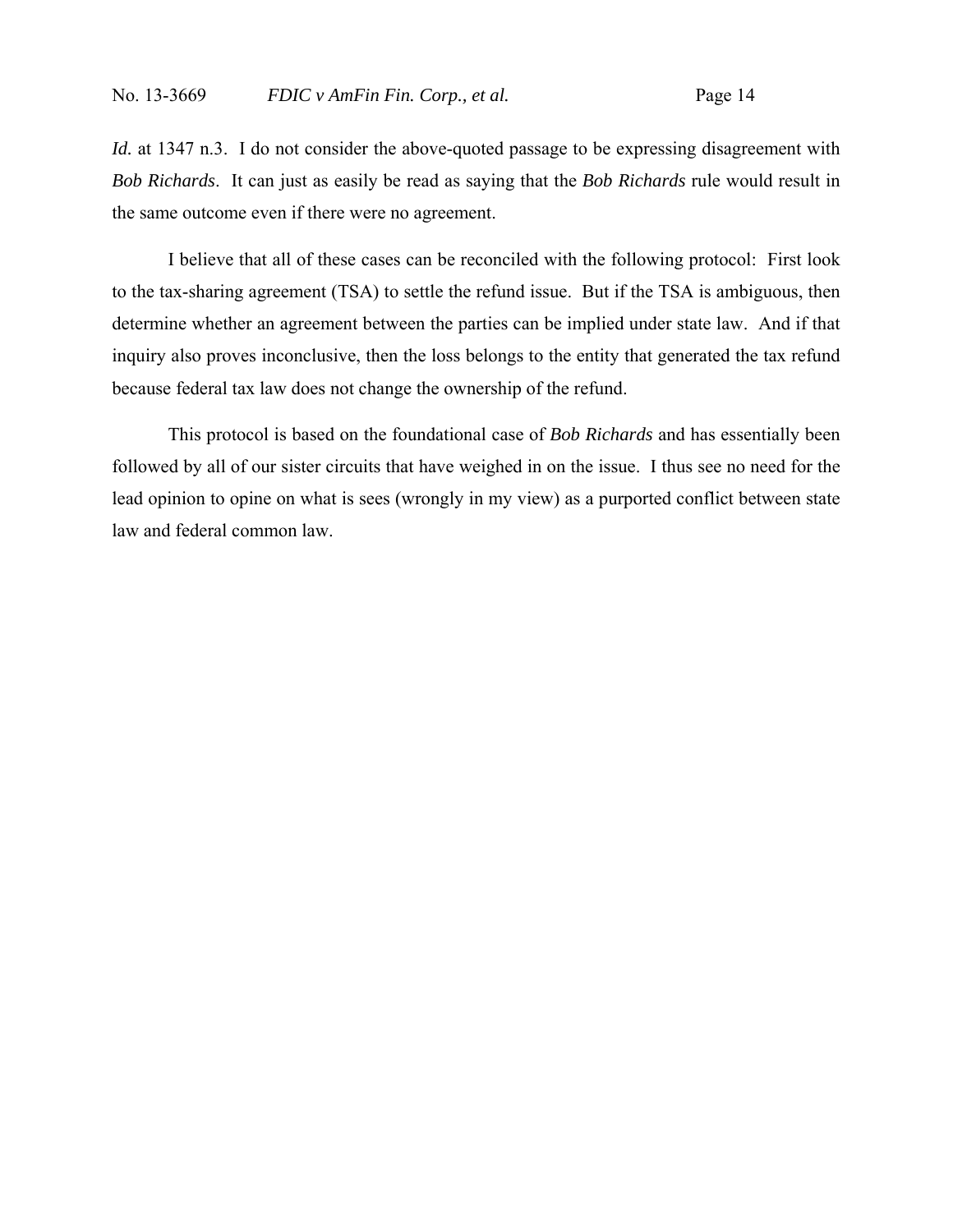*Id.* at 1347 n.3. I do not consider the above-quoted passage to be expressing disagreement with *Bob Richards*. It can just as easily be read as saying that the *Bob Richards* rule would result in the same outcome even if there were no agreement.

I believe that all of these cases can be reconciled with the following protocol: First look to the tax-sharing agreement (TSA) to settle the refund issue. But if the TSA is ambiguous, then determine whether an agreement between the parties can be implied under state law. And if that inquiry also proves inconclusive, then the loss belongs to the entity that generated the tax refund because federal tax law does not change the ownership of the refund.

This protocol is based on the foundational case of *Bob Richards* and has essentially been followed by all of our sister circuits that have weighed in on the issue. I thus see no need for the lead opinion to opine on what is sees (wrongly in my view) as a purported conflict between state law and federal common law.